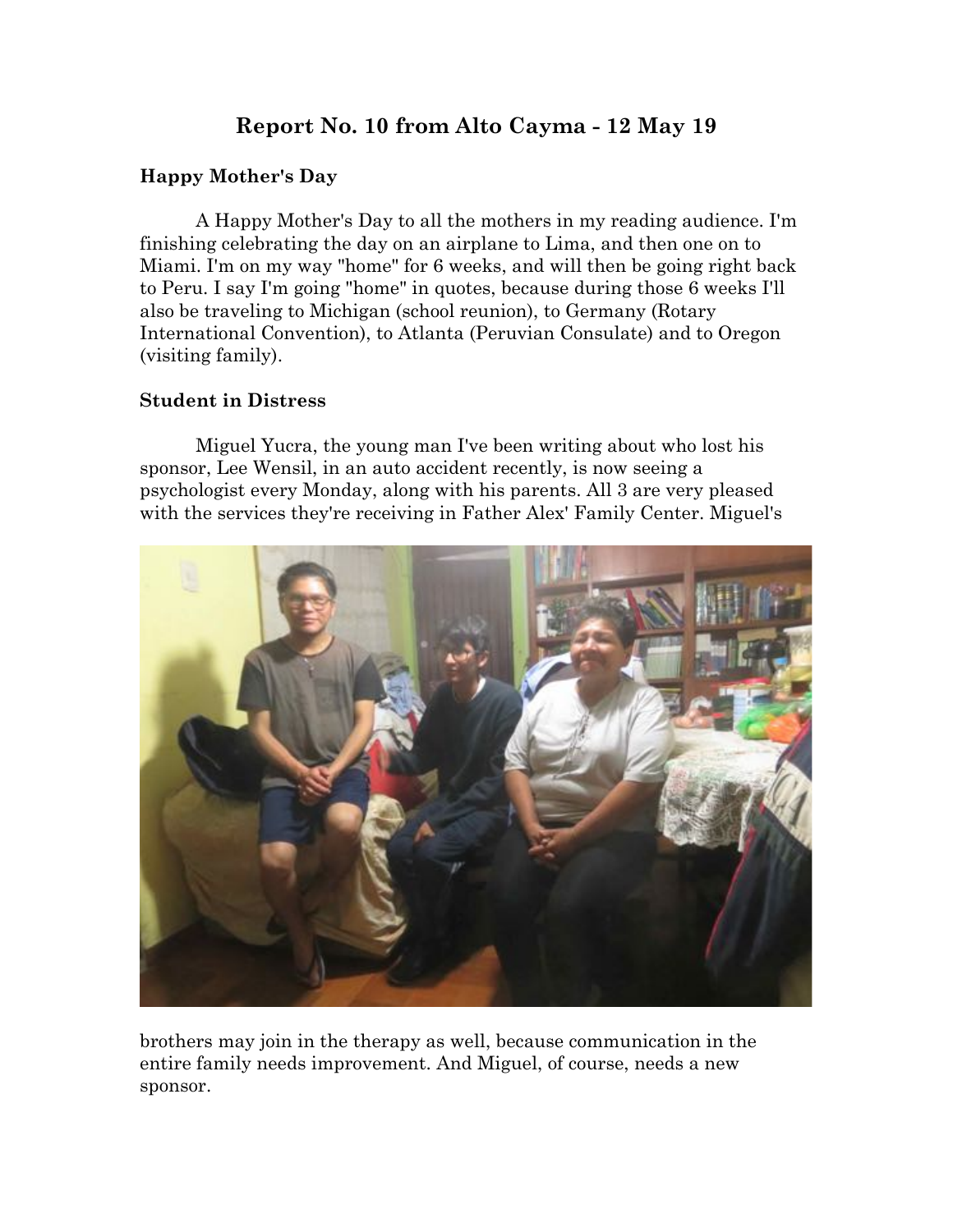# Report No. 10 from Alto Cayma - 12 May 19

## Happy Mother's Day

A Happy Mother's Day to all the mothers in my reading audience. I'm finishing celebrating the day on an airplane to Lima, and then one on to Miami. I'm on my way "home" for 6 weeks, and will then be going right back to Peru. I say I'm going "home" in quotes, because during those 6 weeks I'll also be traveling to Michigan (school reunion), to Germany (Rotary International Convention), to Atlanta (Peruvian Consulate) and to Oregon (visiting family).

## Student in Distress

Miguel Yucra, the young man I've been writing about who lost his sponsor, Lee Wensil, in an auto accident recently, is now seeing a psychologist every Monday, along with his parents. All 3 are very pleased with the services they're receiving in Father Alex' Family Center. Miguel's brothers may join in the therapy as well, because communication in the entire family needs improvement. And Miguel, of course, needs a new sponsor.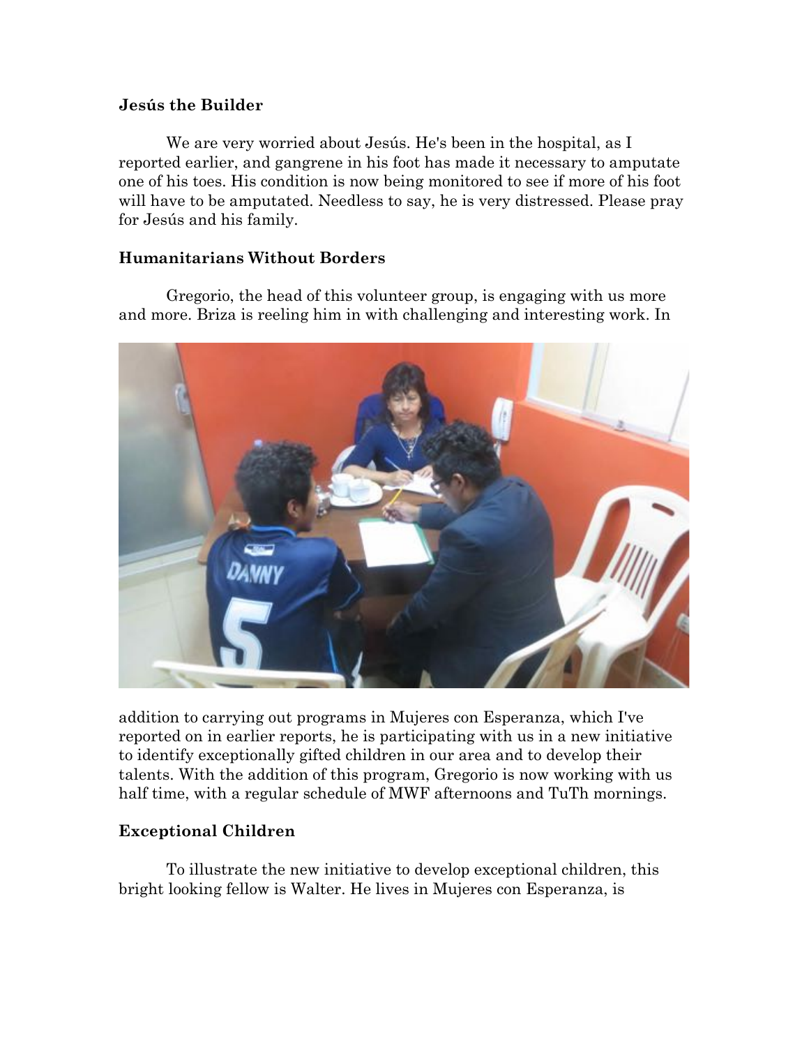## Jesús the Builder

We are very worried about Jesús. He's been in the hospital, as I reported earlier, and gangrene in his foot has made it necessary to amputate one of his toes. His condition is now being monitored to see if more of his foot will have to be amputated. Needless to say, he is very distressed. Please pray for Jesús and his family.

## Humanitarians Without Borders

Gregorio, the head of this volunteer group, is engaging with us more and more. Briza is reeling him in with challenging and interesting work. In addition to carrying out programs in Mujeres con Esperanza, which I've reported on in earlier reports, he is participating with us in a new initiative to identify exceptionally gifted children in our area and to develop their talents. With the addition of this program, Gregorio is now working with us half time, with a regular schedule of MWF afternoons and TuTh mornings.

## Exceptional Children

To illustrate the new initiative to develop exceptional children, this bright looking fellow is Walter. He lives in Mujeres con Esperanza, is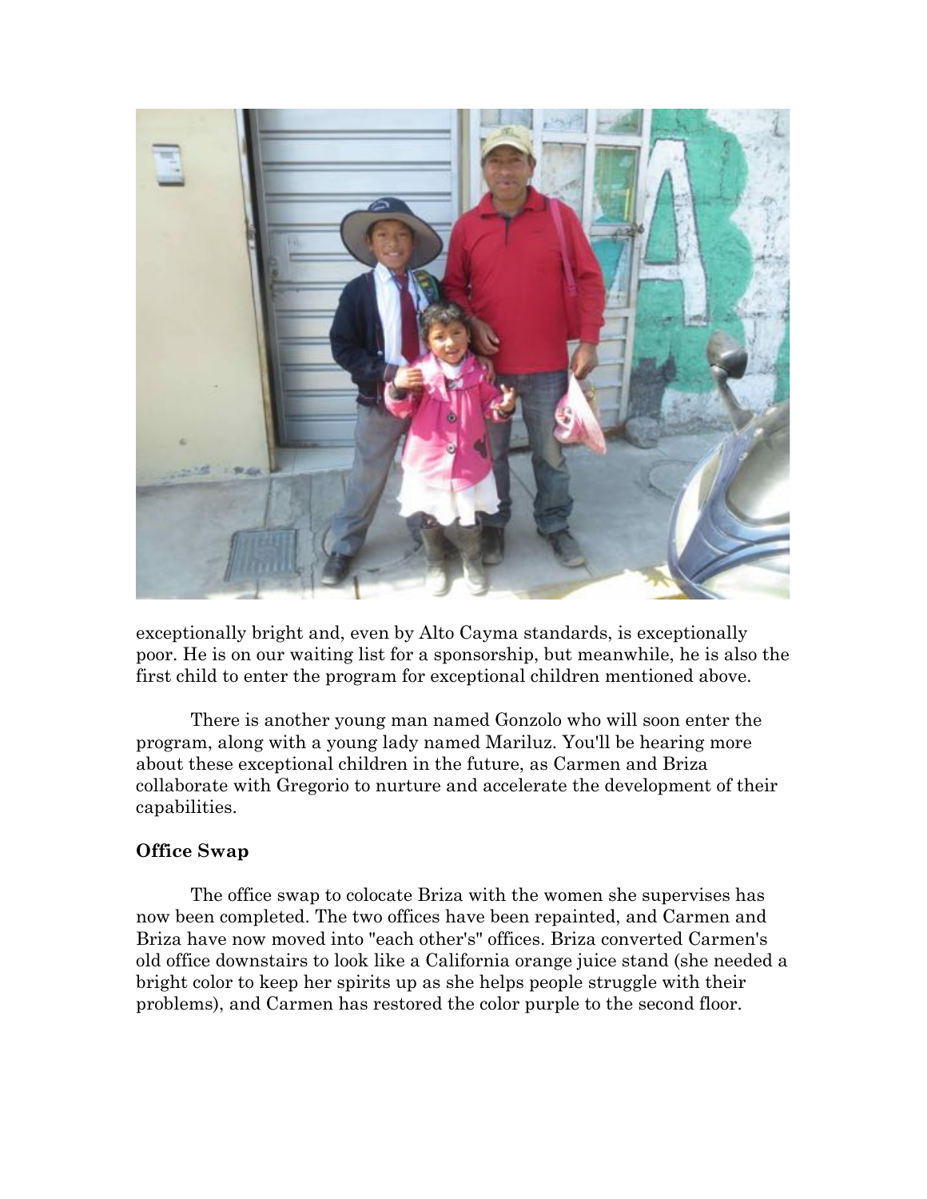exceptionally bright and, even by Alto Cayma standards, is exceptionally poor. He is on our waiting list for a sponsorship, but meanwhile, he is also the first child to enter the program for exceptional children mentioned above.

There is another young man named Gonzolo who will soon enter the program, along with a young lady named Mariluz. You'll be hearing more about these exceptional children in the future, as Carmen and Briza collaborate with Gregorio to nurture and accelerate the development of their capabilities.

**Office Swap**

The office swap to colocate Briza with the women she supervises has now been completed. The two offices have been repainted, and Carmen and Briza have now moved into "each other's" offices. Briza converted Carmen's old office downstairs to look like a California orange juice stand (she needed a bright color to keep her spirits up as she helps people struggle with their problems), and Carmen has restored the color purple to the second floor.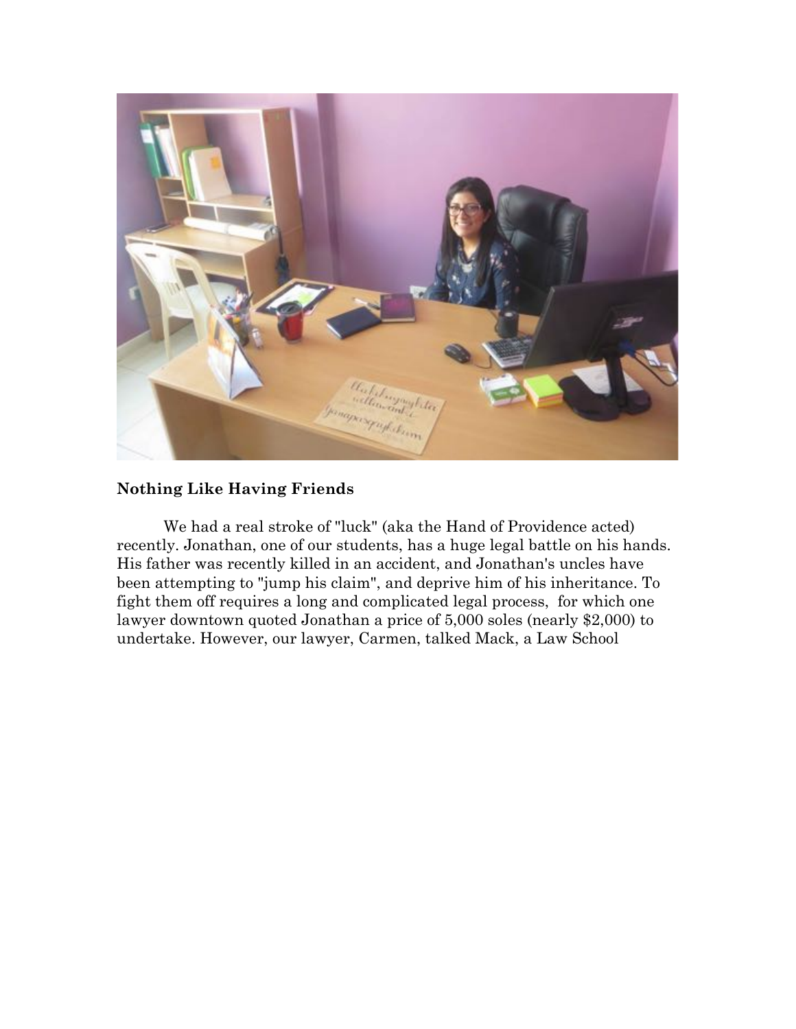## Nothing Like Having Friends

We had a real stroke of "luck" (aka the Hand of Providence acted) recently. Jonathan, one of our students, has a huge legal battle on his hands. His father was recently killed in an accident, and Jonathan's uncles have been attempting to "jump his claim", and deprive him of his inheritance. To fight them off requires a long and complicated legal process, for which one lawyer downtown quoted Jonathan a price of 5,000 soles (nearly $2,000) to undertake. However, our lawyer, Carmen, talked Mack, a Law School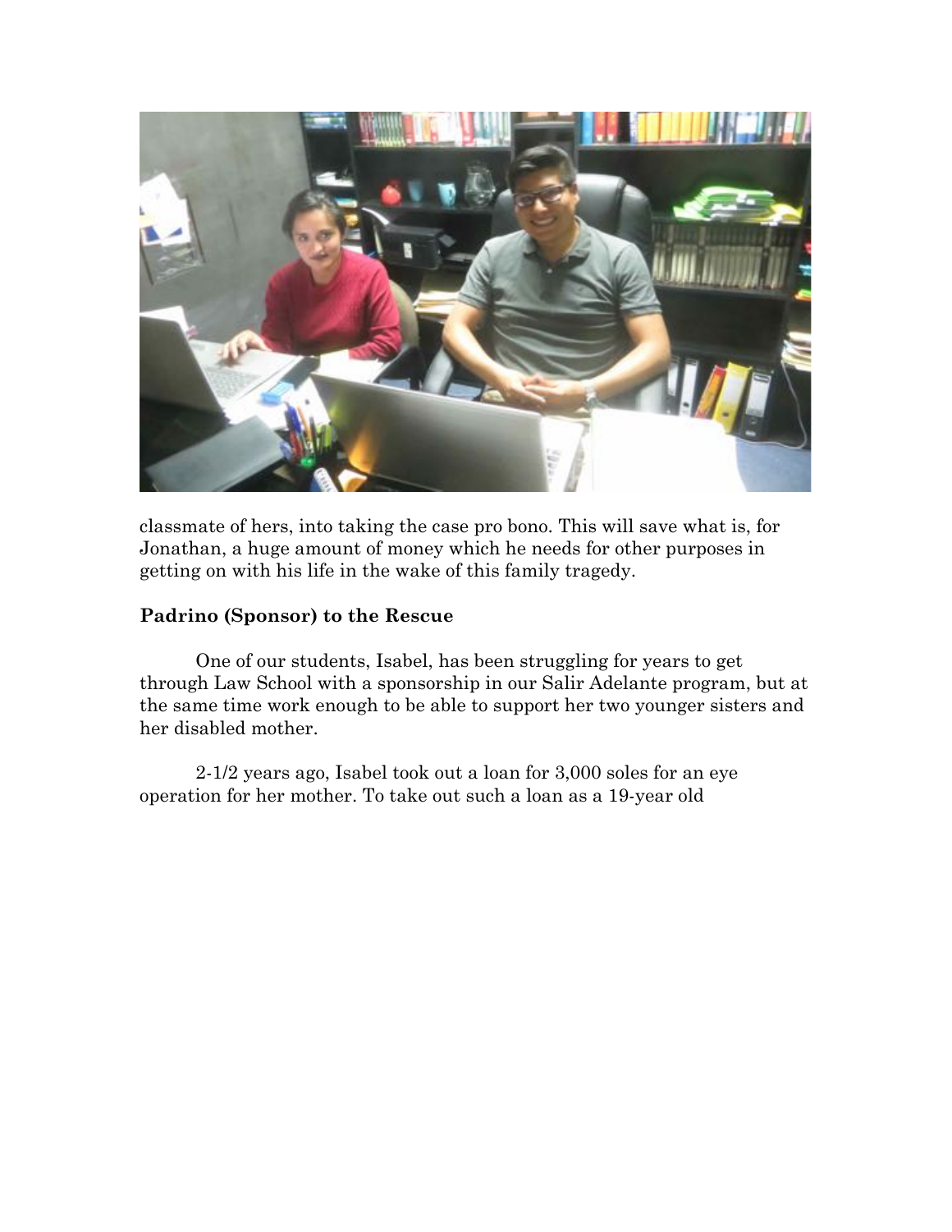classmate of hers, into taking the case pro bono. This will save what is, for Jonathan, a huge amount of money which he needs for other purposes in getting on with his life in the wake of this family tragedy.

**Padrino (Sponsor) to the Rescue**

One of our students, Isabel, has been struggling for years to get through Law School with a sponsorship in our Salir Adelante program, but at the same time work enough to be able to support her two younger sisters and her disabled mother.

2-1/2 years ago, Isabel took out a loan for 3,000 soles for an eye operation for her mother. To take out such a loan as a 19-year old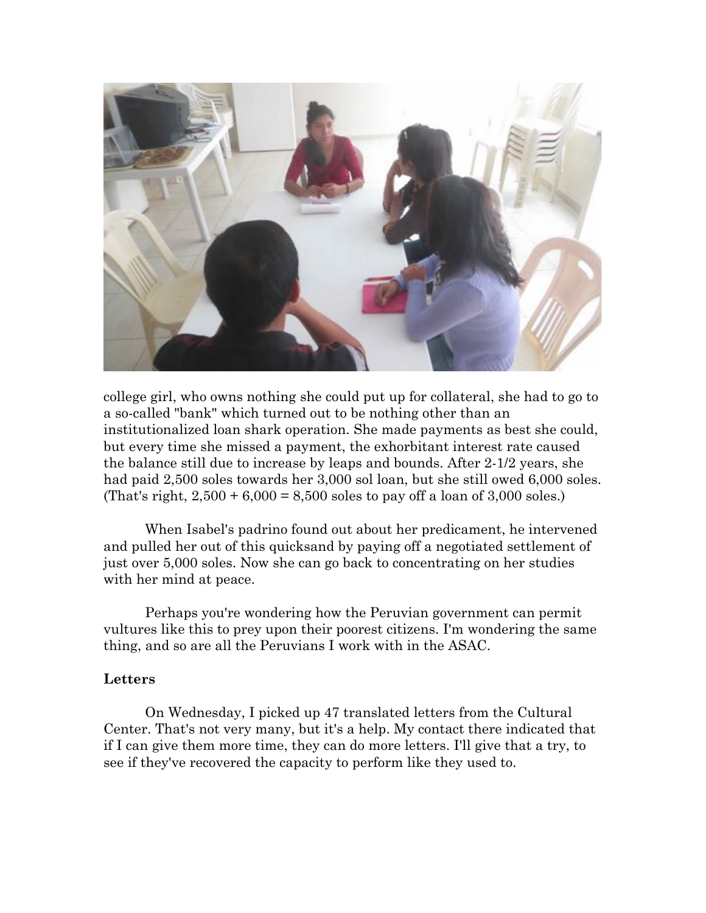college girl, who owns nothing she could put up for collateral, she had to go to a so-called "bank" which turned out to be nothing other than an institutionalized loan shark operation. She made payments as best she could, but every time she missed a payment, the exhorbitant interest rate caused the balance still due to increase by leaps and bounds. After 2-1/2 years, she had paid 2,500 soles towards her 3,000 sol loan, but she still owed 6,000 soles. (That's right, 2,500 + 6,000 = 8,500 soles to pay off a loan of 3,000 soles.)

When Isabel's padrino found out about her predicament, he intervened and pulled her out of this quicksand by paying off a negotiated settlement of just over 5,000 soles. Now she can go back to concentrating on her studies with her mind at peace.

Perhaps you're wondering how the Peruvian government can permit vultures like this to prey upon their poorest citizens. I'm wondering the same thing, and so are all the Peruvians I work with in the ASAC.

**Letters**

On Wednesday, I picked up 47 translated letters from the Cultural Center. That's not very many, but it's a help. My contact there indicated that if I can give them more time, they can do more letters. I'll give that a try, to see if they've recovered the capacity to perform like they used to.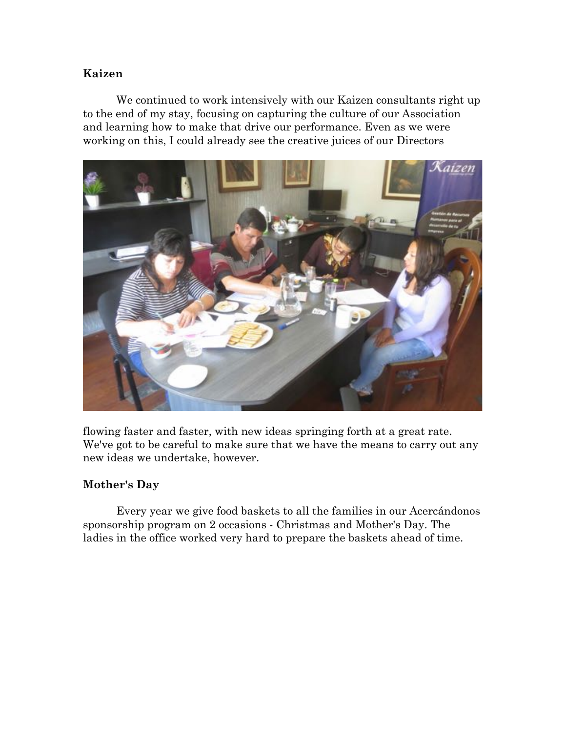**Kaizen**

We continued to work intensively with our Kaizen consultants right up to the end of my stay, focusing on capturing the culture of our Association and learning how to make that drive our performance. Even as we were working on this, I could already see the creative juices of our Directors flowing faster and faster, with new ideas springing forth at a great rate. We've got to be careful to make sure that we have the means to carry out any new ideas we undertake, however.

**Mother's Day**

Every year we give food baskets to all the families in our Acercándonos sponsorship program on 2 occasions - Christmas and Mother's Day. The ladies in the office worked very hard to prepare the baskets ahead of time.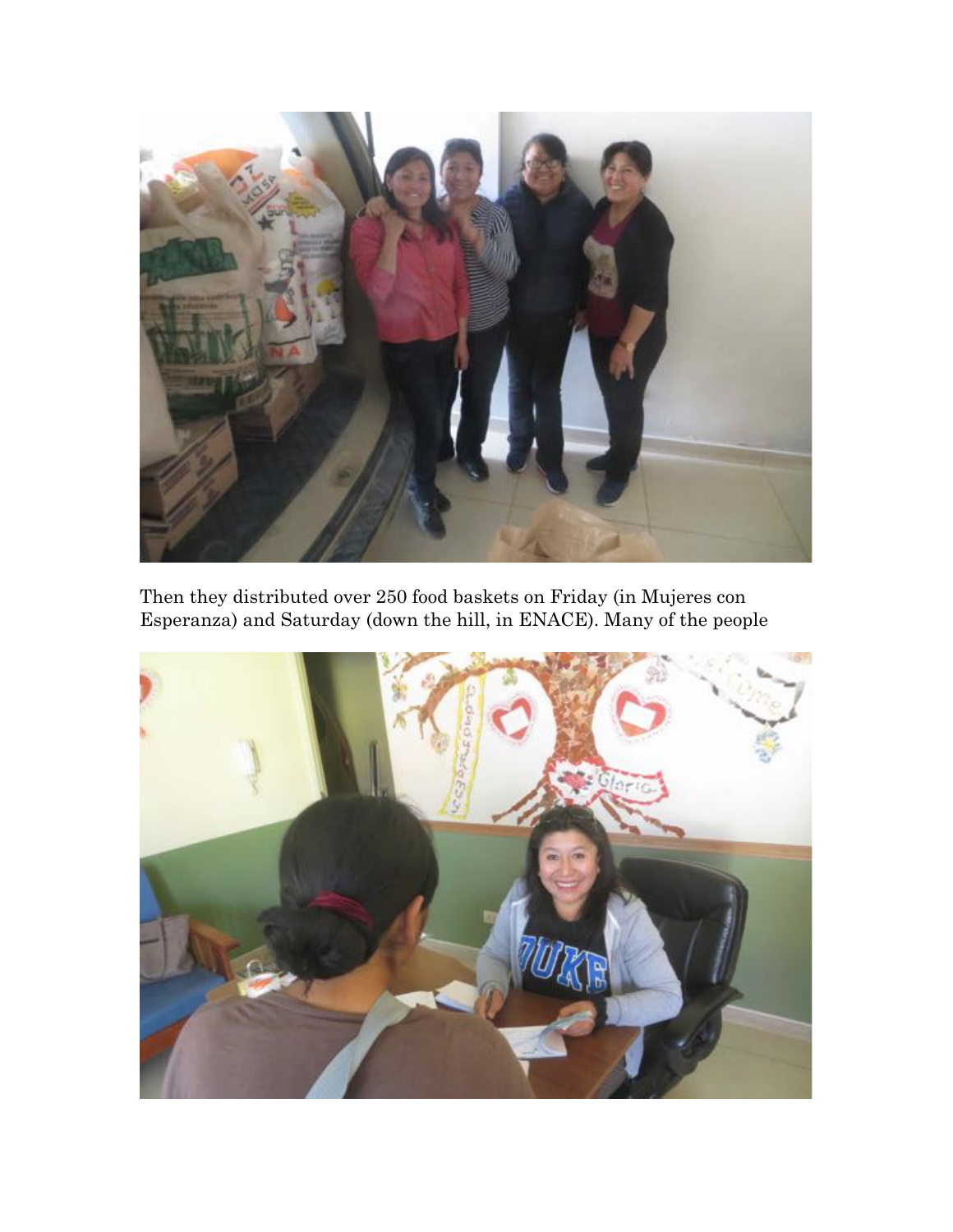Then they distributed over 250 food baskets on Friday (in Mujeres con Esperanza) and Saturday (down the hill, in ENACE). Many of the people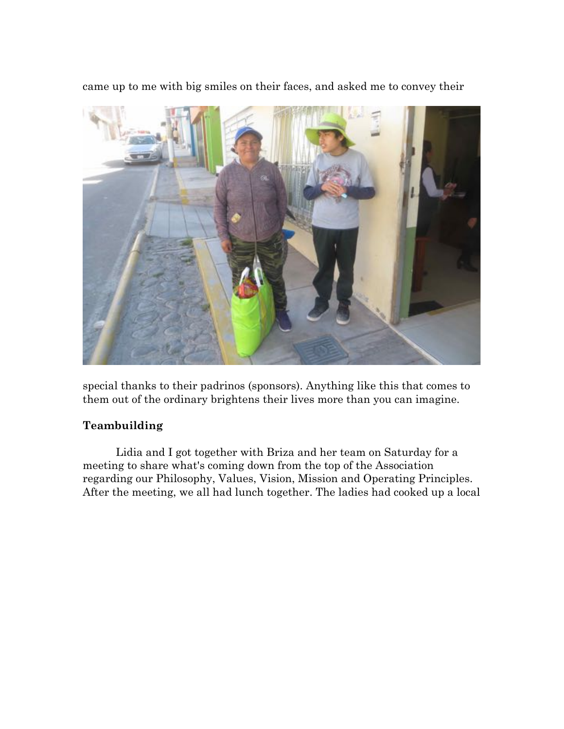came up to me with big smiles on their faces, and asked me to convey their

special thanks to their padrinos (sponsors). Anything like this that comes to them out of the ordinary brightens their lives more than you can imagine.

### Teambuilding

Lidia and I got together with Briza and her team on Saturday for a meeting to share what's coming down from the top of the Association regarding our Philosophy, Values, Vision, Mission and Operating Principles. After the meeting, we all had lunch together. The ladies had cooked up a local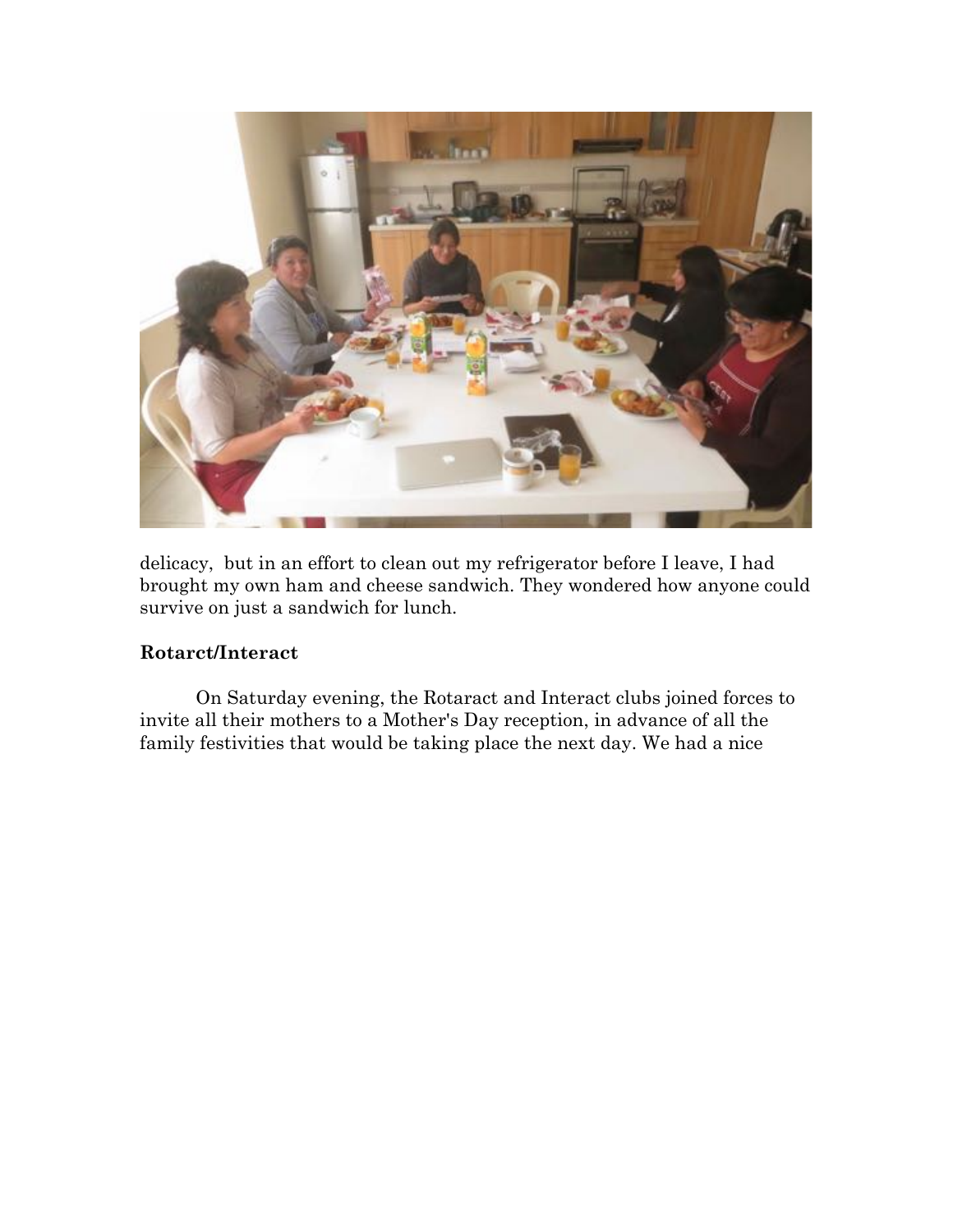delicacy,  but in an effort to clean out my refrigerator before I leave, I had brought my own ham and cheese sandwich. They wondered how anyone could survive on just a sandwich for lunch.

**Rotarct/Interact**

On Saturday evening, the Rotaract and Interact clubs joined forces to invite all their mothers to a Mother's Day reception, in advance of all the family festivities that would be taking place the next day. We had a nice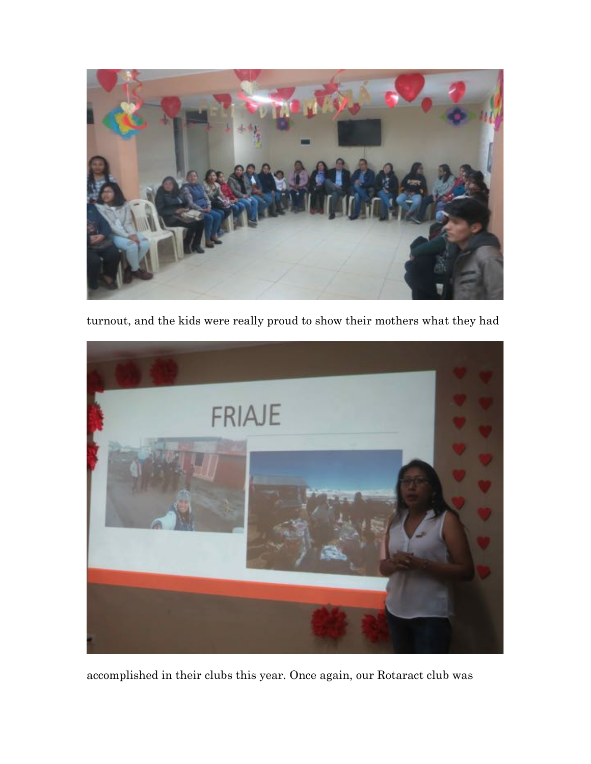turnout, and the kids were really proud to show their mothers what they had

accomplished in their clubs this year. Once again, our Rotaract club was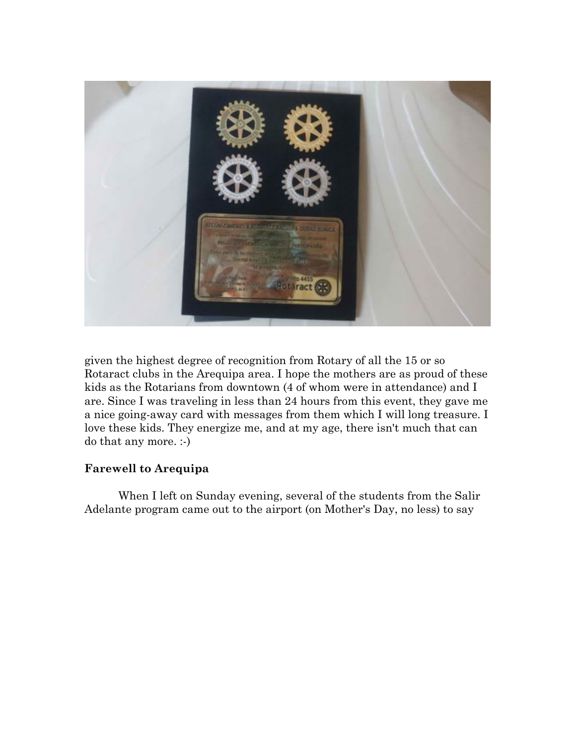given the highest degree of recognition from Rotary of all the 15 or so Rotaract clubs in the Arequipa area. I hope the mothers are as proud of these kids as the Rotarians from downtown (4 of whom were in attendance) and I are. Since I was traveling in less than 24 hours from this event, they gave me a nice going-away card with messages from them which I will long treasure. I love these kids. They energize me, and at my age, there isn't much that can do that any more. :-)

**Farewell to Arequipa**

When I left on Sunday evening, several of the students from the Salir Adelante program came out to the airport (on Mother's Day, no less) to say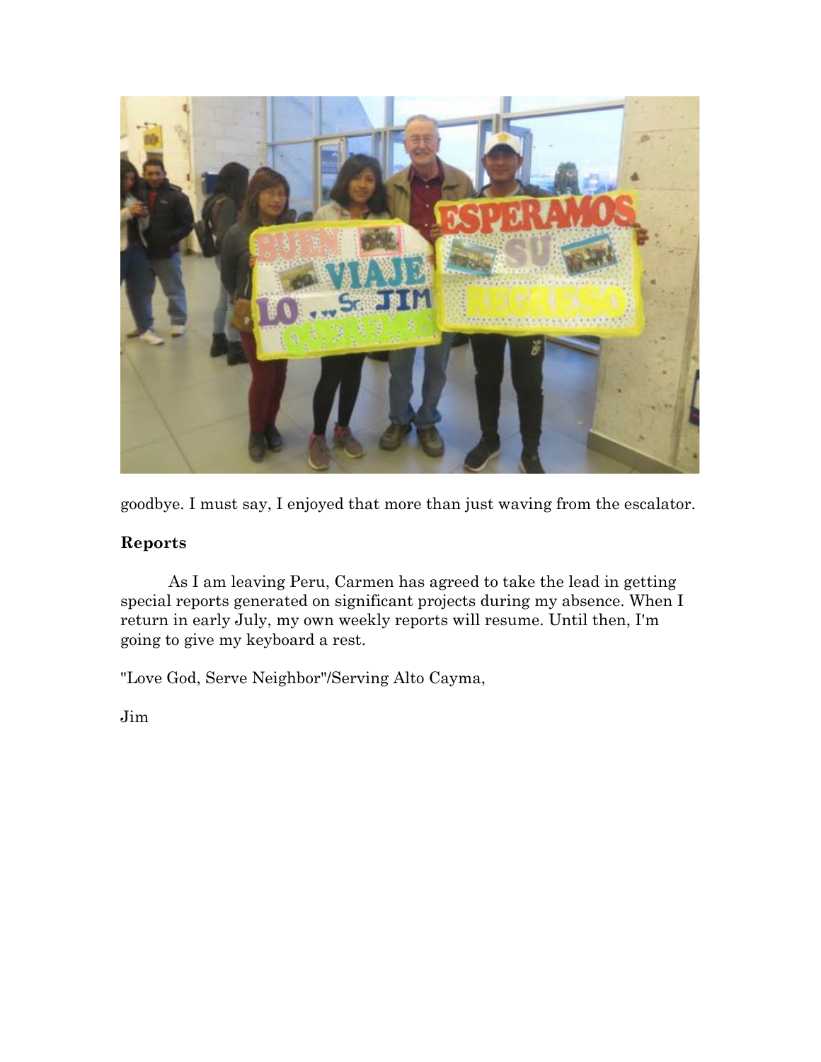goodbye. I must say, I enjoyed that more than just waving from the escalator.

**Reports**

As I am leaving Peru, Carmen has agreed to take the lead in getting special reports generated on significant projects during my absence. When I return in early July, my own weekly reports will resume. Until then, I'm going to give my keyboard a rest.

"Love God, Serve Neighbor"/Serving Alto Cayma,

Jim